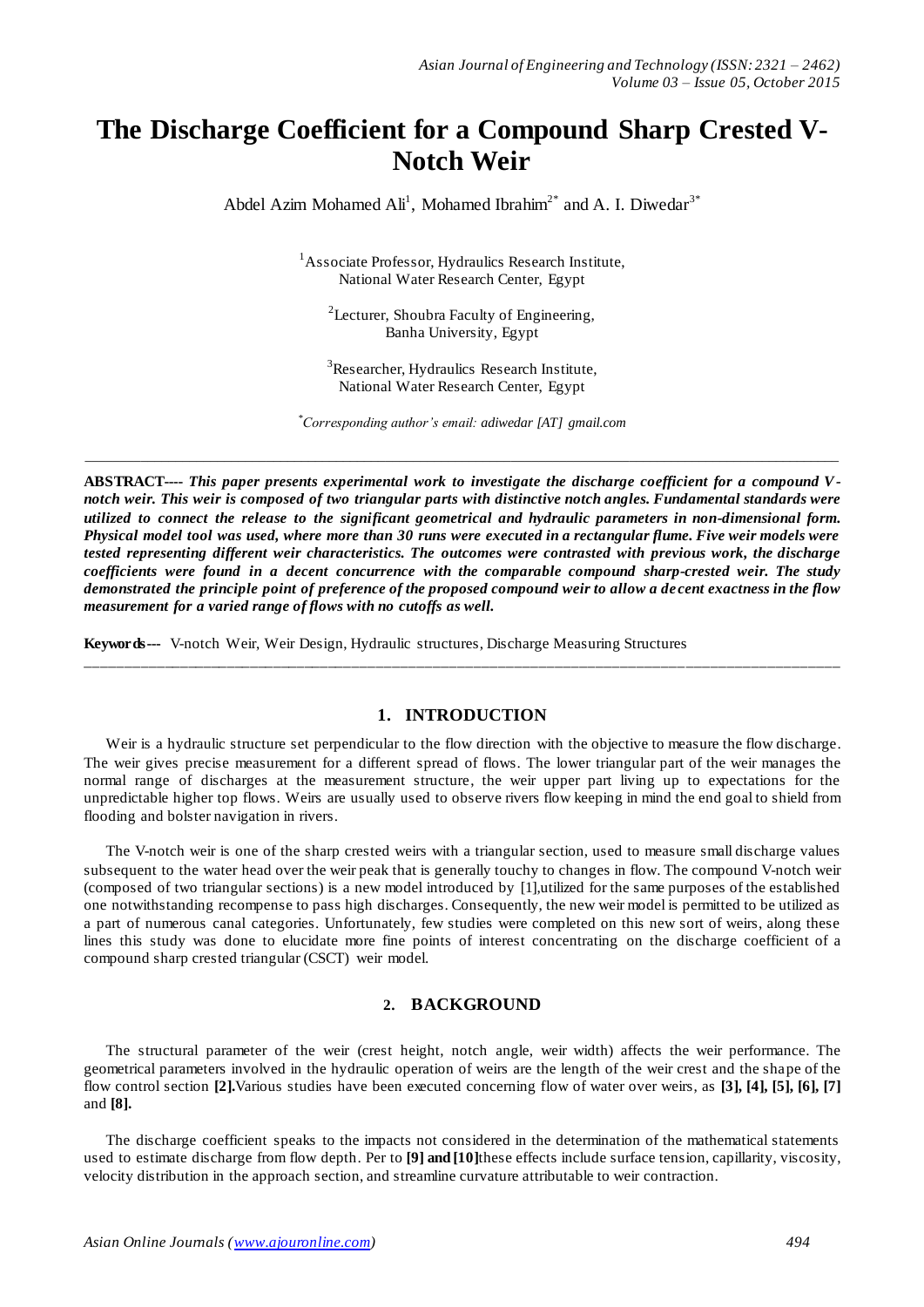# The Discharge Coefficient for a Compound Sharp Crested V-Notch Weir

Abdel Azim Mohamed Ali[1], Mohamed Ibrahim[2*] and A. I. Diwedar[3*]

[1]Associate Professor, Hydraulics Research Institute,
National Water Research Center, Egypt

[2]Lecturer, Shoubra Faculty of Engineering,
Banha University, Egypt

[3]Researcher, Hydraulics Research Institute,
National Water Research Center, Egypt

*Corresponding author's email: adiwedar [AT] gmail.com

---

**ABSTRACT----** ***This paper presents experimental work to investigate the discharge coefficient for a compound V-notch weir. This weir is composed of two triangular parts with distinctive notch angles. Fundamental standards were utilized to connect the release to the significant geometrical and hydraulic parameters in non-dimensional form. Physical model tool was used, where more than 30 runs were executed in a rectangular flume. Five weir models were tested representing different weir characteristics. The outcomes were contrasted with previous work, the discharge coefficients were found in a decent concurrence with the comparable compound sharp-crested weir. The study demonstrated the principle point of preference of the proposed compound weir to allow a decent exactness in the flow measurement for a varied range of flows with no cutoffs as well.***

**Keywords---** V-notch Weir, Weir Design, Hydraulic structures, Discharge Measuring Structures

---

## 1. INTRODUCTION

Weir is a hydraulic structure set perpendicular to the flow direction with the objective to measure the flow discharge. The weir gives precise measurement for a different spread of flows. The lower triangular part of the weir manages the normal range of discharges at the measurement structure, the weir upper part living up to expectations for the unpredictable higher top flows. Weirs are usually used to observe rivers flow keeping in mind the end goal to shield from flooding and bolster navigation in rivers.

The V-notch weir is one of the sharp crested weirs with a triangular section, used to measure small discharge values subsequent to the water head over the weir peak that is generally touchy to changes in flow. The compound V-notch weir (composed of two triangular sections) is a new model introduced by [1],utilized for the same purposes of the established one notwithstanding recompense to pass high discharges. Consequently, the new weir model is permitted to be utilized as a part of numerous canal categories. Unfortunately, few studies were completed on this new sort of weirs, along these lines this study was done to elucidate more fine points of interest concentrating on the discharge coefficient of a compound sharp crested triangular (CSCT) weir model.

## 2. BACKGROUND

The structural parameter of the weir (crest height, notch angle, weir width) affects the weir performance. The geometrical parameters involved in the hydraulic operation of weirs are the length of the weir crest and the shape of the flow control section **[2].**Various studies have been executed concerning flow of water over weirs, as **[3], [4], [5], [6], [7]** and **[8].**

The discharge coefficient speaks to the impacts not considered in the determination of the mathematical statements used to estimate discharge from flow depth. Per to **[9] and [10]**these effects include surface tension, capillarity, viscosity, velocity distribution in the approach section, and streamline curvature attributable to weir contraction.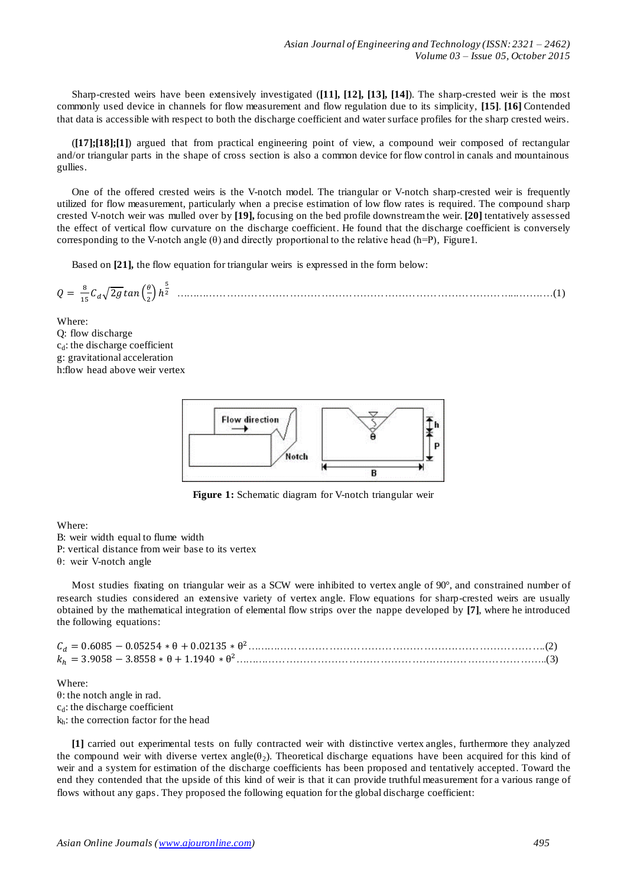Sharp-crested weirs have been extensively investigated (**[11], [12], [13], [14]**). The sharp-crested weir is the most commonly used device in channels for flow measurement and flow regulation due to its simplicity, **[15]**. **[16]** Contended that data is accessible with respect to both the discharge coefficient and water surface profiles for the sharp crested weirs.

(**[17];[18];[1]**) argued that from practical engineering point of view, a compound weir composed of rectangular and/or triangular parts in the shape of cross section is also a common device for flow control in canals and mountainous gullies.

One of the offered crested weirs is the V-notch model. The triangular or V-notch sharp-crested weir is frequently utilized for flow measurement, particularly when a precise estimation of low flow rates is required. The compound sharp crested V-notch weir was mulled over by **[19],** focusing on the bed profile downstream the weir. **[20]** tentatively assessed the effect of vertical flow curvature on the discharge coefficient. He found that the discharge coefficient is conversely corresponding to the V-notch angle (θ) and directly proportional to the relative head (h=P), Figure1.

Based on **[21],** the flow equation for triangular weirs is expressed in the form below:

$$Q = \frac{8}{15} C_d \sqrt{2g} \tan\left(\frac{\theta}{2}\right) h^{\frac{5}{2}} \quad (1)$$

Where:
Q: flow discharge
$c_d$: the discharge coefficient
g: gravitational acceleration
h:flow head above weir vertex

**Figure 1:** Schematic diagram for V-notch triangular weir

Where:
B: weir width equal to flume width
P: vertical distance from weir base to its vertex
θ: weir V-notch angle

Most studies fixating on triangular weir as a SCW were inhibited to vertex angle of 90°, and constrained number of research studies considered an extensive variety of vertex angle. Flow equations for sharp-crested weirs are usually obtained by the mathematical integration of elemental flow strips over the nappe developed by **[7]**, where he introduced the following equations:

$$C_d = 0.6085 - 0.05254 * \theta + 0.02135 * \theta^2 \quad (2)$$

$$k_h = 3.9058 - 3.8558 * \theta + 1.1940 * \theta^2 \quad (3)$$

Where:
θ: the notch angle in rad.
$c_d$: the discharge coefficient
$k_h$: the correction factor for the head

**[1]** carried out experimental tests on fully contracted weir with distinctive vertex angles, furthermore they analyzed the compound weir with diverse vertex angle($\theta_2$). Theoretical discharge equations have been acquired for this kind of weir and a system for estimation of the discharge coefficients has been proposed and tentatively accepted. Toward the end they contended that the upside of this kind of weir is that it can provide truthful measurement for a various range of flows without any gaps. They proposed the following equation for the global discharge coefficient: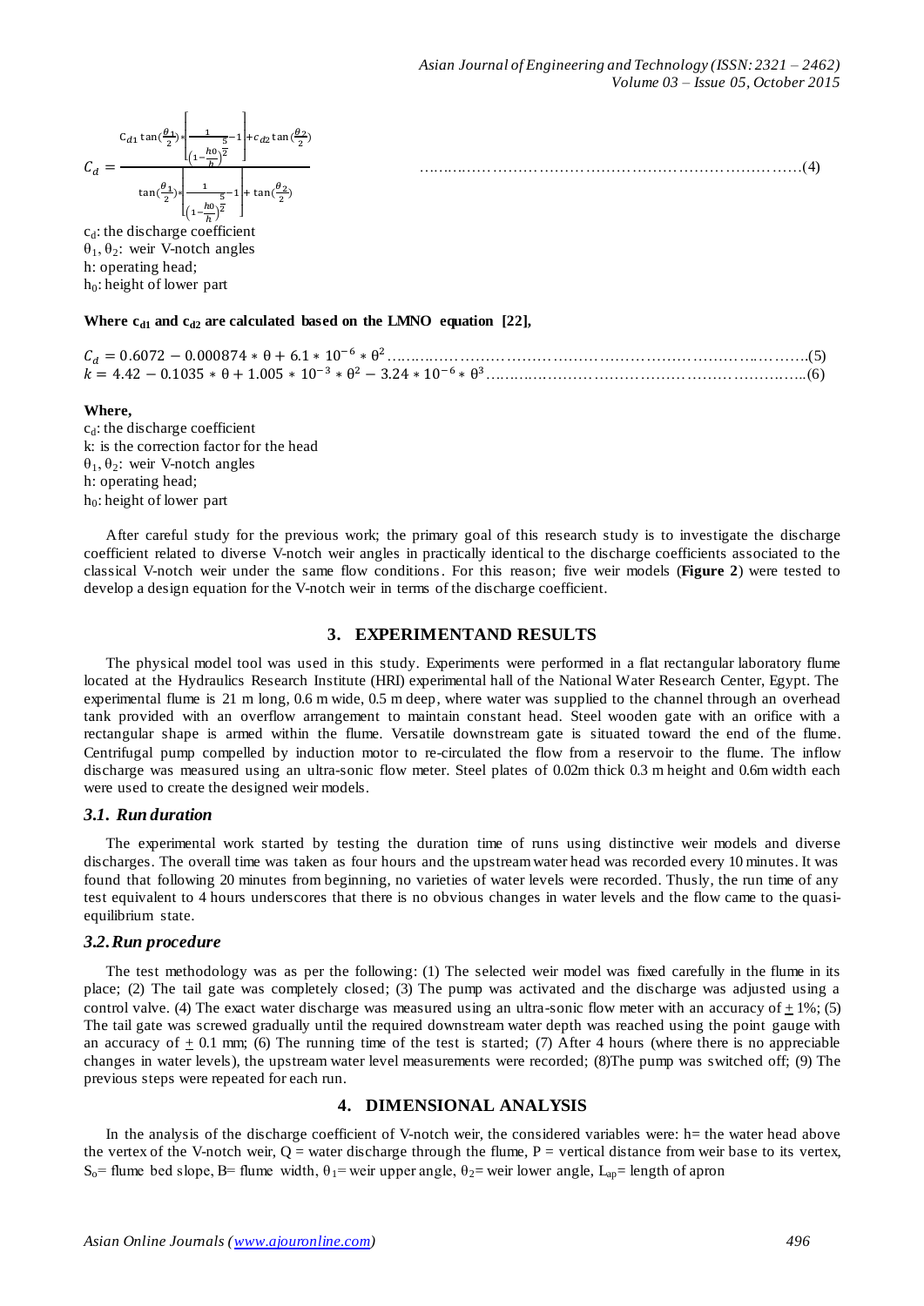$$C_d = \frac{c_{d1}\tan(\frac{\theta_1}{2}) * \left[\frac{1}{\left(1-\frac{h0}{h}\right)^{\frac{5}{2}}} - 1\right] + c_{d2}\tan(\frac{\theta_2}{2})}{\tan(\frac{\theta_1}{2}) * \left[\frac{1}{\left(1-\frac{h0}{h}\right)^{\frac{5}{2}}} - 1\right] + \tan(\frac{\theta_2}{2})} \quad \text{……………………………………………………………………(4)}$$

$c_d$: the discharge coefficient
$\theta_1$, $\theta_2$: weir V-notch angles
h: operating head;
$h_0$: height of lower part

**Where $c_{d1}$ and $c_{d2}$ are calculated based on the LMNO equation [22],**

$$C_d = 0.6072 - 0.000874 * \theta + 6.1 * 10^{-6} * \theta^2 \quad \text{……………………………………………………………………….(5)}$$
$$k = 4.42 - 0.1035 * \theta + 1.005 * 10^{-3} * \theta^2 - 3.24 * 10^{-6} * \theta^3 \quad \text{…………………………………………………………..(6)}$$

**Where,**
$c_d$: the discharge coefficient
k: is the correction factor for the head
$\theta_1$, $\theta_2$: weir V-notch angles
h: operating head;
$h_0$: height of lower part

After careful study for the previous work; the primary goal of this research study is to investigate the discharge coefficient related to diverse V-notch weir angles in practically identical to the discharge coefficients associated to the classical V-notch weir under the same flow conditions. For this reason; five weir models (**Figure 2**) were tested to develop a design equation for the V-notch weir in terms of the discharge coefficient.

## 3. EXPERIMENTAND RESULTS

The physical model tool was used in this study. Experiments were performed in a flat rectangular laboratory flume located at the Hydraulics Research Institute (HRI) experimental hall of the National Water Research Center, Egypt. The experimental flume is 21 m long, 0.6 m wide, 0.5 m deep, where water was supplied to the channel through an overhead tank provided with an overflow arrangement to maintain constant head. Steel wooden gate with an orifice with a rectangular shape is armed within the flume. Versatile downstream gate is situated toward the end of the flume. Centrifugal pump compelled by induction motor to re-circulated the flow from a reservoir to the flume. The inflow discharge was measured using an ultra-sonic flow meter. Steel plates of 0.02m thick 0.3 m height and 0.6m width each were used to create the designed weir models.

### *3.1. Run duration*

The experimental work started by testing the duration time of runs using distinctive weir models and diverse discharges. The overall time was taken as four hours and the upstream water head was recorded every 10 minutes. It was found that following 20 minutes from beginning, no varieties of water levels were recorded. Thusly, the run time of any test equivalent to 4 hours underscores that there is no obvious changes in water levels and the flow came to the quasi-equilibrium state.

### *3.2. Run procedure*

The test methodology was as per the following: (1) The selected weir model was fixed carefully in the flume in its place; (2) The tail gate was completely closed; (3) The pump was activated and the discharge was adjusted using a control valve. (4) The exact water discharge was measured using an ultra-sonic flow meter with an accuracy of $\pm$ 1%; (5) The tail gate was screwed gradually until the required downstream water depth was reached using the point gauge with an accuracy of $\pm$ 0.1 mm; (6) The running time of the test is started; (7) After 4 hours (where there is no appreciable changes in water levels), the upstream water level measurements were recorded; (8)The pump was switched off; (9) The previous steps were repeated for each run.

## 4. DIMENSIONAL ANALYSIS

In the analysis of the discharge coefficient of V-notch weir, the considered variables were: h= the water head above the vertex of the V-notch weir, Q = water discharge through the flume, P = vertical distance from weir base to its vertex, $S_o$= flume bed slope, B= flume width, $\theta_1$= weir upper angle, $\theta_2$= weir lower angle, $L_{ap}$= length of apron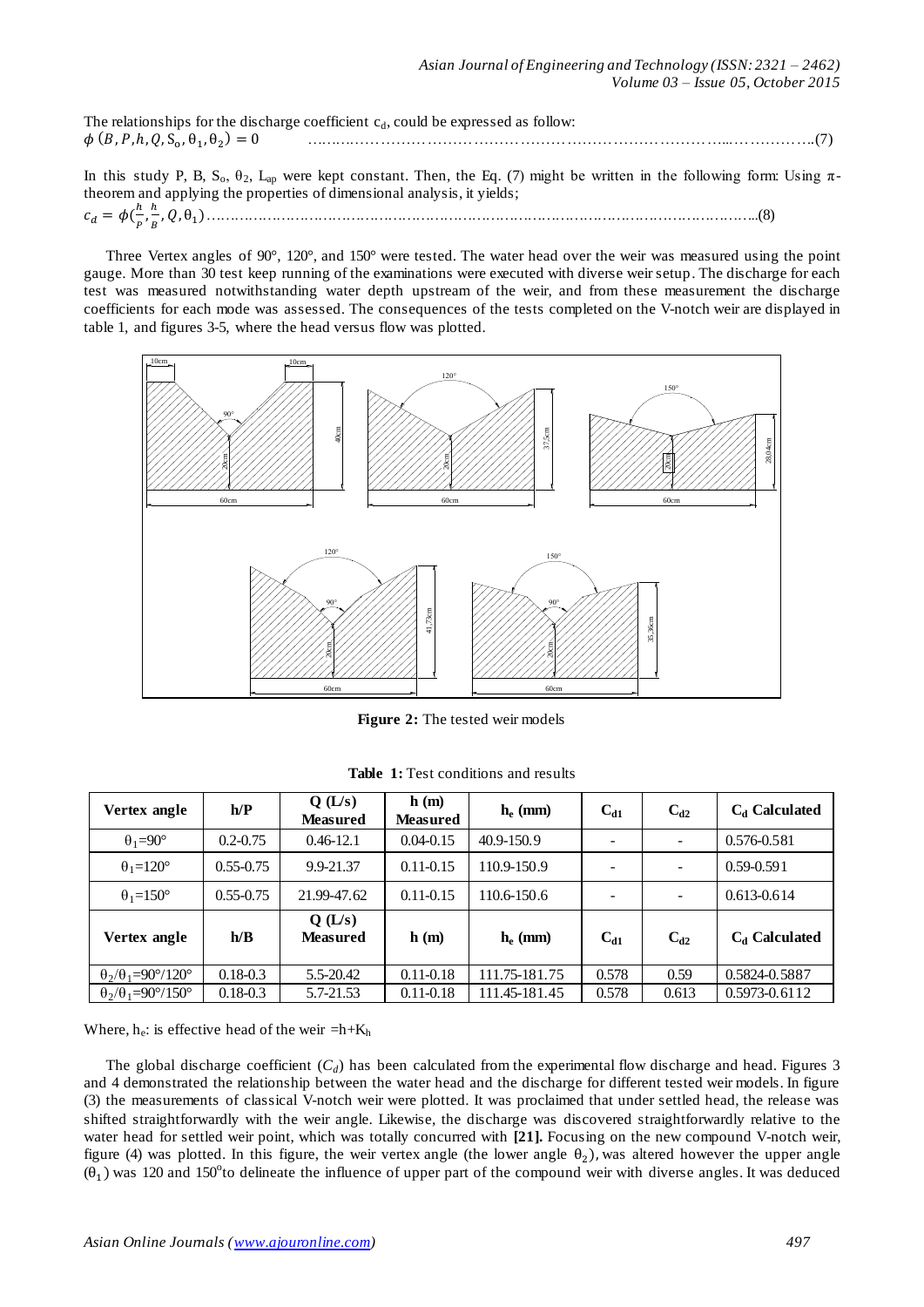The relationships for the discharge coefficient $c_d$, could be expressed as follow:

$$\phi\,(B, P, h, Q, S_o, \theta_1, \theta_2) = 0 \qquad \text{.........(7)}$$

In this study P, B, $S_o$, $\theta_2$, $L_{ap}$ were kept constant. Then, the Eq. (7) might be written in the following form: Using π-theorem and applying the properties of dimensional analysis, it yields;

$$c_d = \phi\left(\frac{h}{P}, \frac{h}{B}, Q, \theta_1\right) \qquad \text{.........(8)}$$

Three Vertex angles of 90°, 120°, and 150° were tested. The water head over the weir was measured using the point gauge. More than 30 test keep running of the examinations were executed with diverse weir setup. The discharge for each test was measured notwithstanding water depth upstream of the weir, and from these measurement the discharge coefficients for each mode was assessed. The consequences of the tests completed on the V-notch weir are displayed in table 1, and figures 3-5, where the head versus flow was plotted.

**Figure 2:** The tested weir models

**Table 1:** Test conditions and results

| Vertex angle | h/P | Q (L/s) Measured | h (m) Measured | $h_e$ (mm) | $C_{d1}$ | $C_{d2}$ | $C_d$ Calculated |
|---|---|---|---|---|---|---|---|
| $\theta_1$=90° | 0.2-0.75 | 0.46-12.1 | 0.04-0.15 | 40.9-150.9 | - | - | 0.576-0.581 |
| $\theta_1$=120° | 0.55-0.75 | 9.9-21.37 | 0.11-0.15 | 110.9-150.9 | - | - | 0.59-0.591 |
| $\theta_1$=150° | 0.55-0.75 | 21.99-47.62 | 0.11-0.15 | 110.6-150.6 | - | - | 0.613-0.614 |
| **Vertex angle** | **h/B** | **Q (L/s) Measured** | **h (m)** | **$h_e$ (mm)** | **$C_{d1}$** | **$C_{d2}$** | **$C_d$ Calculated** |
| $\theta_2/\theta_1$=90°/120° | 0.18-0.3 | 5.5-20.42 | 0.11-0.18 | 111.75-181.75 | 0.578 | 0.59 | 0.5824-0.5887 |
| $\theta_2/\theta_1$=90°/150° | 0.18-0.3 | 5.7-21.53 | 0.11-0.18 | 111.45-181.45 | 0.578 | 0.613 | 0.5973-0.6112 |

Where, $h_e$: is effective head of the weir $=h+K_h$

The global discharge coefficient ($C_d$) has been calculated from the experimental flow discharge and head. Figures 3 and 4 demonstrated the relationship between the water head and the discharge for different tested weir models. In figure (3) the measurements of classical V-notch weir were plotted. It was proclaimed that under settled head, the release was shifted straightforwardly with the weir angle. Likewise, the discharge was discovered straightforwardly relative to the water head for settled weir point, which was totally concurred with **[21].** Focusing on the new compound V-notch weir, figure (4) was plotted. In this figure, the weir vertex angle (the lower angle $\theta_2$), was altered however the upper angle ($\theta_1$) was 120 and 150°to delineate the influence of upper part of the compound weir with diverse angles. It was deduced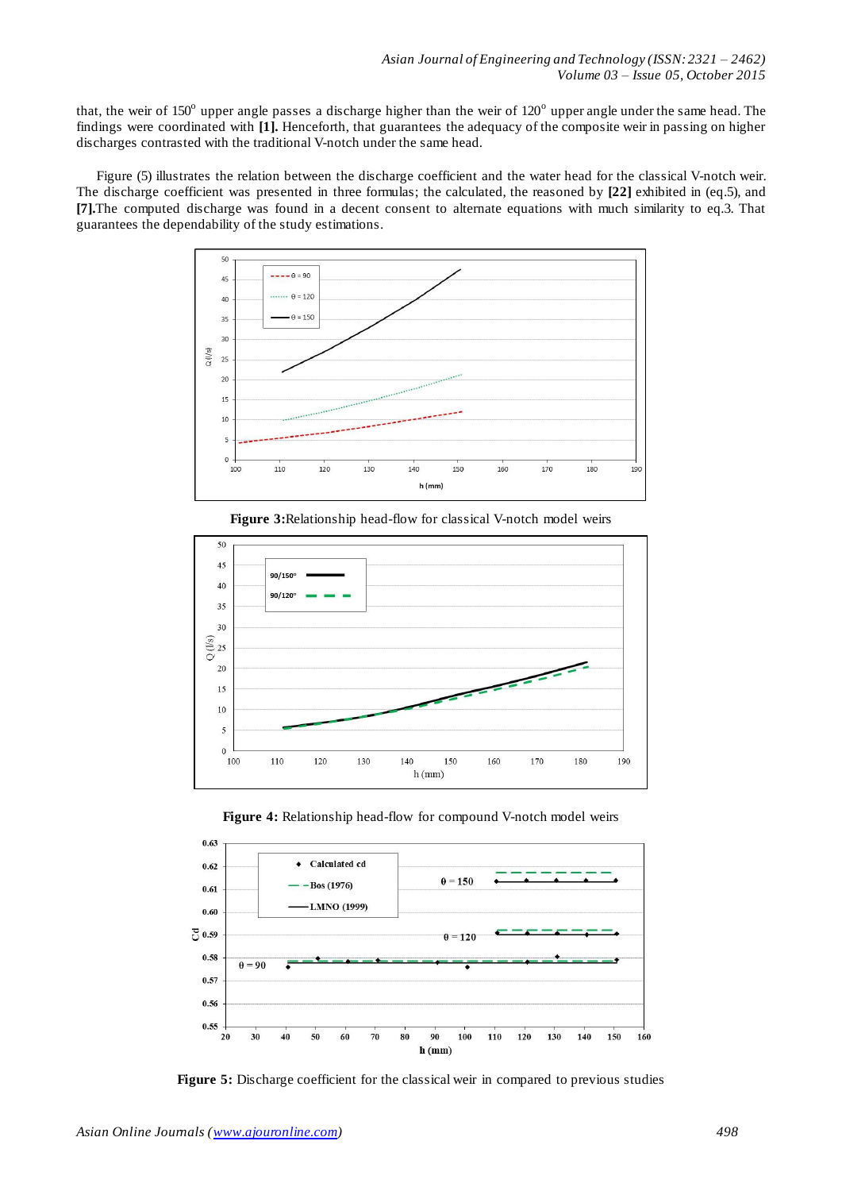that, the weir of 150° upper angle passes a discharge higher than the weir of 120° upper angle under the same head. The findings were coordinated with **[1].** Henceforth, that guarantees the adequacy of the composite weir in passing on higher discharges contrasted with the traditional V-notch under the same head.

Figure (5) illustrates the relation between the discharge coefficient and the water head for the classical V-notch weir. The discharge coefficient was presented in three formulas; the calculated, the reasoned by **[22]** exhibited in (eq.5), and **[7].**The computed discharge was found in a decent consent to alternate equations with much similarity to eq.3. That guarantees the dependability of the study estimations.

**Figure 3:**Relationship head-flow for classical V-notch model weirs

**Figure 4:** Relationship head-flow for compound V-notch model weirs

**Figure 5:** Discharge coefficient for the classical weir in compared to previous studies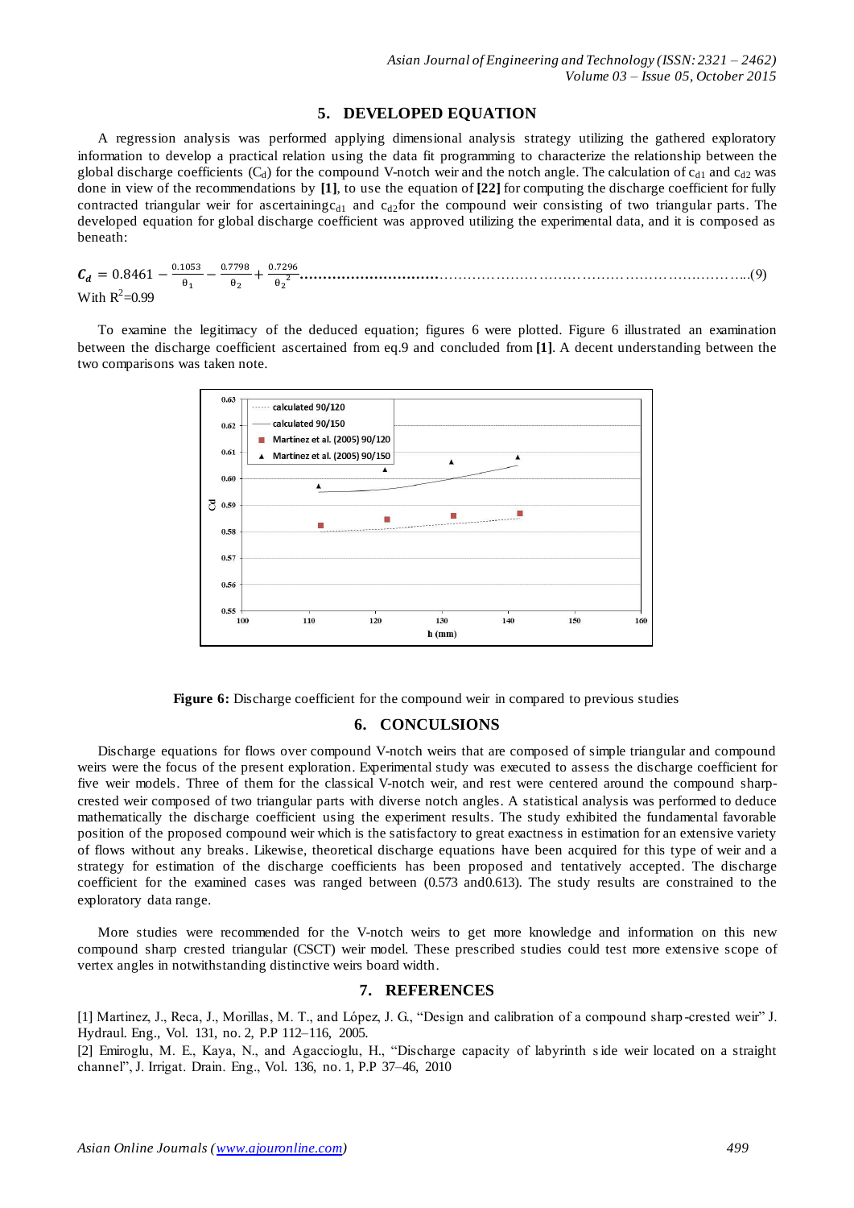## 5. DEVELOPED EQUATION

A regression analysis was performed applying dimensional analysis strategy utilizing the gathered exploratory information to develop a practical relation using the data fit programming to characterize the relationship between the global discharge coefficients ($C_d$) for the compound V-notch weir and the notch angle. The calculation of $c_{d1}$ and $c_{d2}$ was done in view of the recommendations by **[1]**, to use the equation of **[22]** for computing the discharge coefficient for fully contracted triangular weir for ascertaining $c_{d1}$ and $c_{d2}$ for the compound weir consisting of two triangular parts. The developed equation for global discharge coefficient was approved utilizing the experimental data, and it is composed as beneath:

$$\boldsymbol{C_d} = 0.8461 - \frac{0.1053}{\theta_1} - \frac{0.7798}{\theta_2} + \frac{0.7296}{{\theta_2}^2} \quad \text{.....(9)}$$

With $R^2$=0.99

To examine the legitimacy of the deduced equation; figures 6 were plotted. Figure 6 illustrated an examination between the discharge coefficient ascertained from eq.9 and concluded from **[1]**. A decent understanding between the two comparisons was taken note.

**Figure 6:** Discharge coefficient for the compound weir in compared to previous studies

## 6. CONCULSIONS

Discharge equations for flows over compound V-notch weirs that are composed of simple triangular and compound weirs were the focus of the present exploration. Experimental study was executed to assess the discharge coefficient for five weir models. Three of them for the classical V-notch weir, and rest were centered around the compound sharp-crested weir composed of two triangular parts with diverse notch angles. A statistical analysis was performed to deduce mathematically the discharge coefficient using the experiment results. The study exhibited the fundamental favorable position of the proposed compound weir which is the satisfactory to great exactness in estimation for an extensive variety of flows without any breaks. Likewise, theoretical discharge equations have been acquired for this type of weir and a strategy for estimation of the discharge coefficients has been proposed and tentatively accepted. The discharge coefficient for the examined cases was ranged between (0.573 and0.613). The study results are constrained to the exploratory data range.

More studies were recommended for the V-notch weirs to get more knowledge and information on this new compound sharp crested triangular (CSCT) weir model. These prescribed studies could test more extensive scope of vertex angles in notwithstanding distinctive weirs board width.

## 7. REFERENCES

[1] Martinez, J., Reca, J., Morillas, M. T., and López, J. G., "Design and calibration of a compound sharp-crested weir" J. Hydraul. Eng., Vol. 131, no. 2, P.P 112–116, 2005.

[2] Emiroglu, M. E., Kaya, N., and Agaccioglu, H., "Discharge capacity of labyrinth side weir located on a straight channel", J. Irrigat. Drain. Eng., Vol. 136, no. 1, P.P 37–46, 2010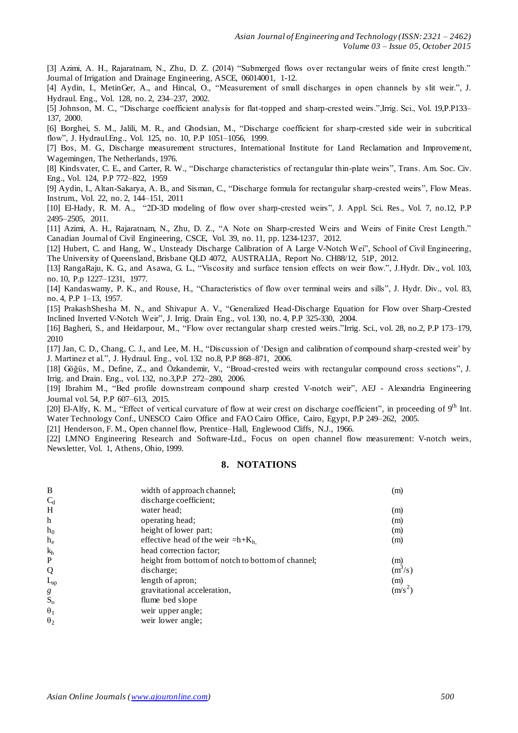[3] Azimi, A. H., Rajaratnam, N., Zhu, D. Z. (2014) "Submerged flows over rectangular weirs of finite crest length." Journal of Irrigation and Drainage Engineering, ASCE, 06014001, 1-12.

[4] Aydin, I., MetinGer, A., and Hincal, O., "Measurement of small discharges in open channels by slit weir.", J. Hydraul. Eng., Vol. 128, no. 2, 234–237, 2002.

[5] Johnson, M. C., "Discharge coefficient analysis for flat-topped and sharp-crested weirs.",Irrig. Sci., Vol. 19,P.P133–137, 2000.

[6] Borghei, S. M., Jalili, M. R., and Ghodsian, M., "Discharge coefficient for sharp-crested side weir in subcritical flow", J. Hydraul.Eng., Vol. 125, no. 10, P.P 1051–1056, 1999.

[7] Bos, M. G., Discharge measurement structures, International Institute for Land Reclamation and Improvement, Wagemingen, The Netherlands, 1976.

[8] Kindsvater, C. E., and Carter, R. W., "Discharge characteristics of rectangular thin-plate weirs", Trans. Am. Soc. Civ. Eng., Vol. 124, P.P 772–822, 1959

[9] Aydin, I., Altan-Sakarya, A. B., and Sisman, C., "Discharge formula for rectangular sharp-crested weirs", Flow Meas. Instrum., Vol. 22, no. 2, 144–151, 2011

[10] El-Hady, R. M. A., "2D-3D modeling of flow over sharp-crested weirs", J. Appl. Sci. Res., Vol. 7, no.12, P.P 2495–2505, 2011.

[11] Azimi, A. H., Rajaratnam, N., Zhu, D. Z., "A Note on Sharp-crested Weirs and Weirs of Finite Crest Length." Canadian Journal of Civil Engineering, CSCE, Vol. 39, no. 11, pp. 1234-1237, 2012.

[12] Hubert, C. and Hang, W., "Unsteady Discharge Calibration of A Large V-Notch Wei", School of Civil Engineering, The University of Queensland, Brisbane QLD 4072, AUSTRALIA, Report No. CH88/12, 51P, 2012.

[13] RangaRaju, K. G., and Asawa, G. L., "Viscosity and surface tension effects on weir flow.", J.Hydr. Div., vol. 103, no. 10, P.p 1227–1231, 1977.

[14] Kandaswamy, P. K., and Rouse, H., "Characteristics of flow over terminal weirs and sills", J. Hydr. Div., vol. 83, no. 4, P.P 1–13, 1957.

[15] PrakashShesha M. N., and Shivapur A. V., "Generalized Head-Discharge Equation for Flow over Sharp-Crested Inclined Inverted V-Notch Weir", J. Irrig. Drain Eng., vol. 130, no. 4, P.P 325-330, 2004.

[16] Bagheri, S., and Heidarpour, M., "Flow over rectangular sharp crested weirs."Irrig. Sci., vol. 28, no.2, P.P 173–179, 2010

[17] Jan, C. D., Chang, C. J., and Lee, M. H., "Discussion of 'Design and calibration of compound sharp-crested weir' by J. Martinez et al.", J. Hydraul. Eng., vol. 132 no.8, P.P 868–871, 2006.

[18] Göğüs, M., Define, Z., and Özkandemir, V., "Broad-crested weirs with rectangular compound cross sections", J. Irrig. and Drain. Eng., vol. 132, no.3,P.P 272–280, 2006.

[19] Ibrahim M., "Bed profile downstream compound sharp crested V-notch weir", AEJ - Alexandria Engineering Journal vol. 54, P.P 607–613, 2015.

[20] El-Alfy, K. M., "Effect of vertical curvature of flow at weir crest on discharge coefficient", in proceeding of 9th Int. Water Technology Conf., UNESCO Cairo Office and FAO Cairo Office, Cairo, Egypt, P.P 249–262, 2005.

[21] Henderson, F. M., Open channel flow, Prentice–Hall, Englewood Cliffs, N.J., 1966.

[22] LMNO Engineering Research and Software-Ltd., Focus on open channel flow measurement: V-notch weirs, Newsletter, Vol. 1, Athens, Ohio, 1999.

## 8. NOTATIONS

| | | |
|---|---|---|
| $B$ | width of approach channel; | (m) |
| $C_d$ | discharge coefficient; | |
| $H$ | water head; | (m) |
| $h$ | operating head; | (m) |
| $h_0$ | height of lower part; | (m) |
| $h_e$ | effective head of the weir $=h+K_h$, | (m) |
| $k_h$ | head correction factor; | |
| $P$ | height from bottom of notch to bottom of channel; | (m) |
| $Q$ | discharge; | ($m^3/s$) |
| $L_{ap}$ | length of apron; | (m) |
| $g$ | gravitational acceleration, | ($m/s^2$) |
| $S_o$ | flume bed slope | |
| $\theta_1$ | weir upper angle; | |
| $\theta_2$ | weir lower angle; | |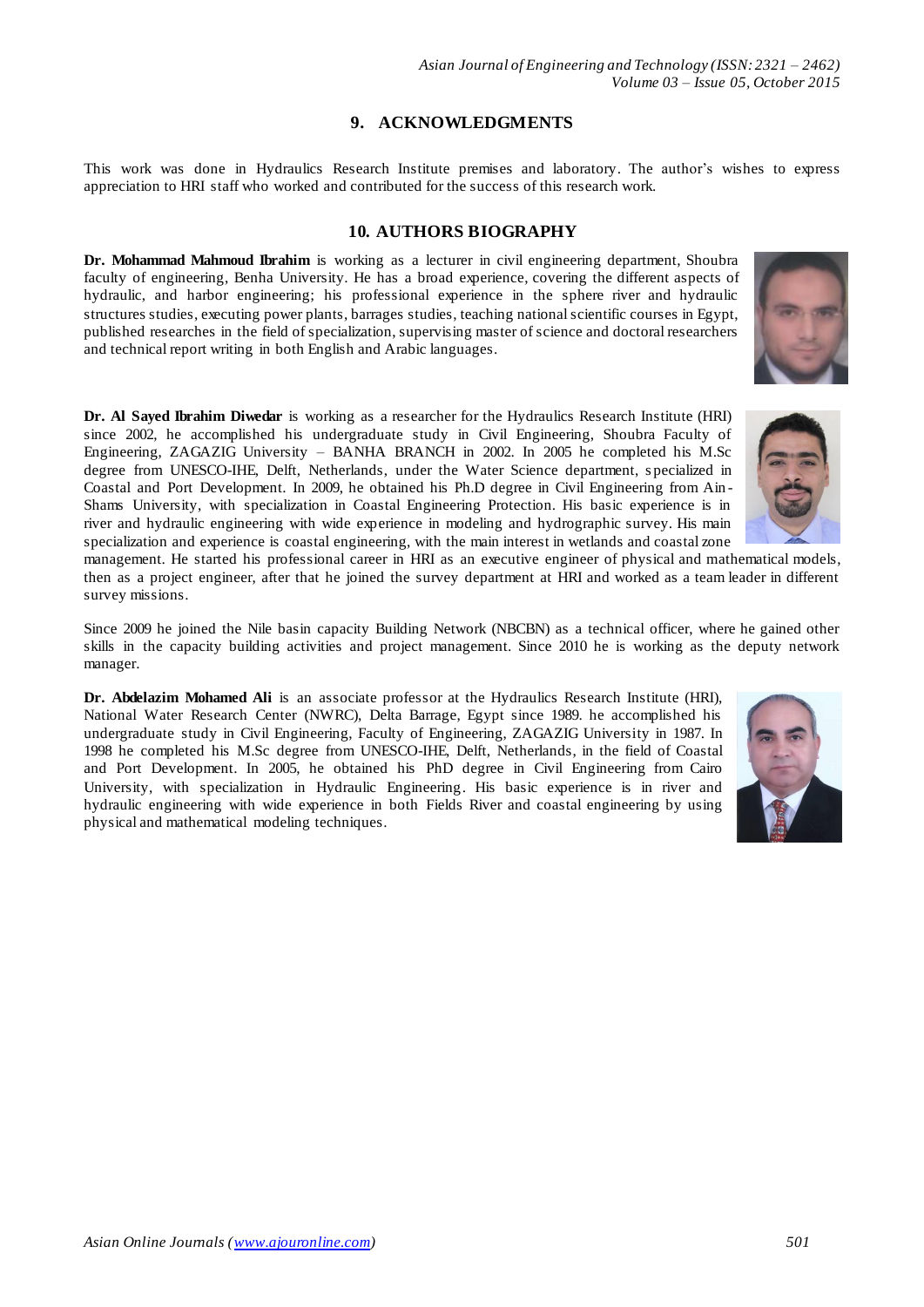## 9. ACKNOWLEDGMENTS

This work was done in Hydraulics Research Institute premises and laboratory. The author's wishes to express appreciation to HRI staff who worked and contributed for the success of this research work.

## 10. AUTHORS BIOGRAPHY

**Dr. Mohammad Mahmoud Ibrahim** is working as a lecturer in civil engineering department, Shoubra faculty of engineering, Benha University. He has a broad experience, covering the different aspects of hydraulic, and harbor engineering; his professional experience in the sphere river and hydraulic structures studies, executing power plants, barrages studies, teaching national scientific courses in Egypt, published researches in the field of specialization, supervising master of science and doctoral researchers and technical report writing in both English and Arabic languages.

**Dr. Al Sayed Ibrahim Diwedar** is working as a researcher for the Hydraulics Research Institute (HRI) since 2002, he accomplished his undergraduate study in Civil Engineering, Shoubra Faculty of Engineering, ZAGAZIG University – BANHA BRANCH in 2002. In 2005 he completed his M.Sc degree from UNESCO-IHE, Delft, Netherlands, under the Water Science department, specialized in Coastal and Port Development. In 2009, he obtained his Ph.D degree in Civil Engineering from Ain-Shams University, with specialization in Coastal Engineering Protection. His basic experience is in river and hydraulic engineering with wide experience in modeling and hydrographic survey. His main specialization and experience is coastal engineering, with the main interest in wetlands and coastal zone management. He started his professional career in HRI as an executive engineer of physical and mathematical models, then as a project engineer, after that he joined the survey department at HRI and worked as a team leader in different survey missions.

Since 2009 he joined the Nile basin capacity Building Network (NBCBN) as a technical officer, where he gained other skills in the capacity building activities and project management. Since 2010 he is working as the deputy network manager.

**Dr. Abdelazim Mohamed Ali** is an associate professor at the Hydraulics Research Institute (HRI), National Water Research Center (NWRC), Delta Barrage, Egypt since 1989. he accomplished his undergraduate study in Civil Engineering, Faculty of Engineering, ZAGAZIG University in 1987. In 1998 he completed his M.Sc degree from UNESCO-IHE, Delft, Netherlands, in the field of Coastal and Port Development. In 2005, he obtained his PhD degree in Civil Engineering from Cairo University, with specialization in Hydraulic Engineering. His basic experience is in river and hydraulic engineering with wide experience in both Fields River and coastal engineering by using physical and mathematical modeling techniques.